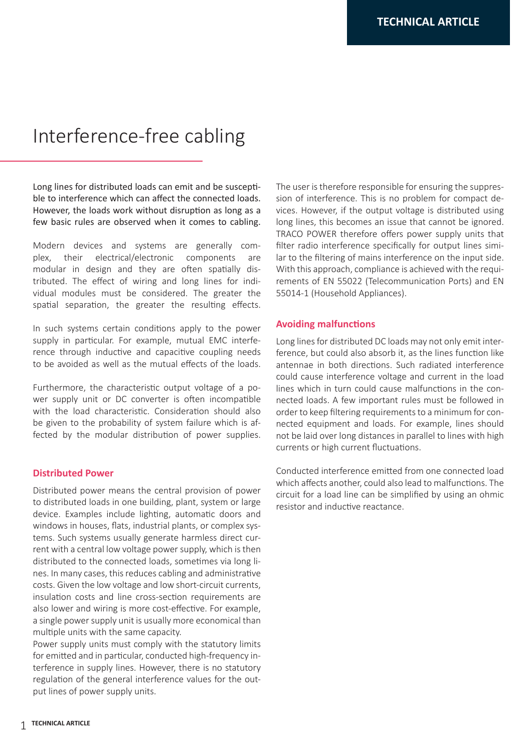# Interference-free cabling

Long lines for distributed loads can emit and be susceptible to interference which can affect the connected loads. However, the loads work without disruption as long as a few basic rules are observed when it comes to cabling.

Modern devices and systems are generally complex, their electrical/electronic components are modular in design and they are often spatially distributed. The effect of wiring and long lines for individual modules must be considered. The greater the spatial separation, the greater the resulting effects.

In such systems certain conditions apply to the power supply in particular. For example, mutual EMC interference through inductive and capacitive coupling needs to be avoided as well as the mutual effects of the loads.

Furthermore, the characteristic output voltage of a power supply unit or DC converter is often incompatible with the load characteristic. Consideration should also be given to the probability of system failure which is affected by the modular distribution of power supplies.

## Distributed Power

Distributed power means the central provision of power to distributed loads in one building, plant, system or large device. Examples include lighting, automatic doors and windows in houses, flats, industrial plants, or complex systems. Such systems usually generate harmless direct current with a central low voltage power supply, which is then distributed to the connected loads, sometimes via long lines. In many cases, this reduces cabling and administrative costs. Given the low voltage and low short-circuit currents, insulation costs and line cross-section requirements are also lower and wiring is more cost-effective. For example, a single power supply unit is usually more economical than multiple units with the same capacity.

Power supply units must comply with the statutory limits for emitted and in particular, conducted high-frequency interference in supply lines. However, there is no statutory regulation of the general interference values for the output lines of power supply units.

The user is therefore responsible for ensuring the suppression of interference. This is no problem for compact devices. However, if the output voltage is distributed using long lines, this becomes an issue that cannot be ignored. TRACO POWER therefore offers power supply units that filter radio interference specifically for output lines similar to the filtering of mains interference on the input side. With this approach, compliance is achieved with the requirements of EN 55022 (Telecommunication Ports) and EN 55014-1 (Household Appliances).

## Avoiding malfunctions

Long lines for distributed DC loads may not only emit interference, but could also absorb it, as the lines function like antennae in both directions. Such radiated interference could cause interference voltage and current in the load lines which in turn could cause malfunctions in the connected loads. A few important rules must be followed in order to keep filtering requirements to a minimum for connected equipment and loads. For example, lines should not be laid over long distances in parallel to lines with high currents or high current fluctuations.

Conducted interference emitted from one connected load which affects another, could also lead to malfunctions. The circuit for a load line can be simplified by using an ohmic resistor and inductive reactance.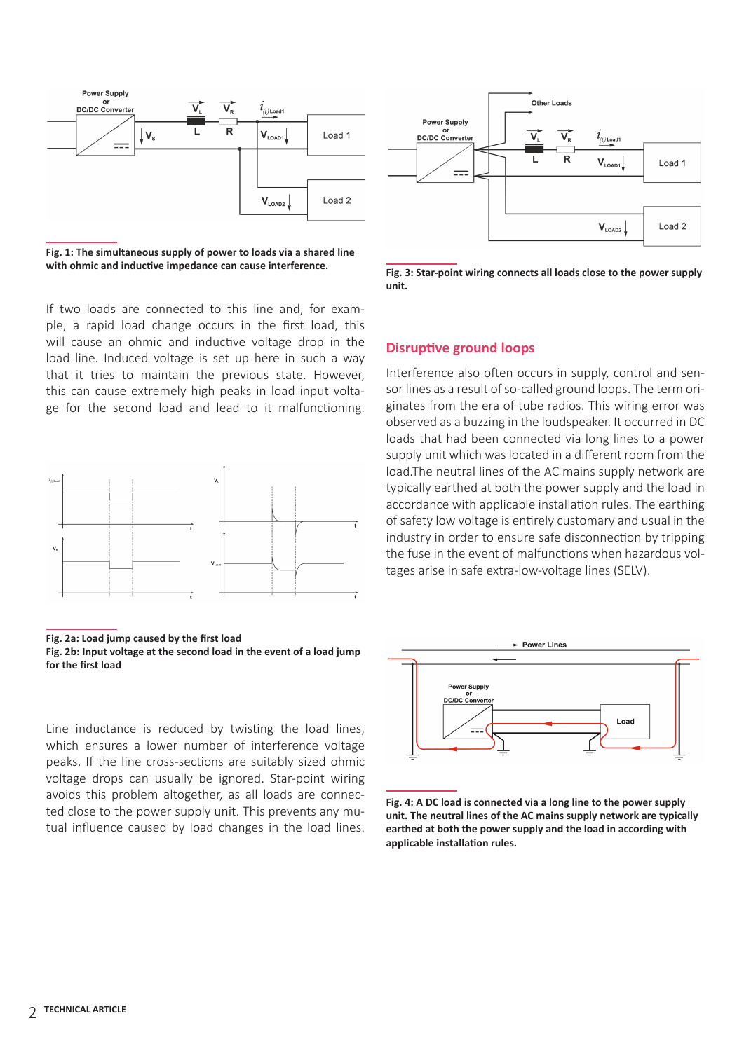Fig. 1: The simultaneous supply of power to loads via a shared line with ohmic and inductive impedance can cause interference.

If two loads are connected to this line and, for example, a rapid load change occurs in the first load, this will cause an ohmic and inductive voltage drop in the load line. Induced voltage is set up here in such a way that it tries to maintain the previous state. However, this can cause extremely high peaks in load input voltage for the second load and lead to it malfunctioning.

Fig. 2a: Load jump caused by the first load
Fig. 2b: Input voltage at the second load in the event of a load jump for the first load

Line inductance is reduced by twisting the load lines, which ensures a lower number of interference voltage peaks. If the line cross-sections are suitably sized ohmic voltage drops can usually be ignored. Star-point wiring avoids this problem altogether, as all loads are connected close to the power supply unit. This prevents any mutual influence caused by load changes in the load lines.

Fig. 3: Star-point wiring connects all loads close to the power supply unit.

## Disruptive ground loops

Interference also often occurs in supply, control and sensor lines as a result of so-called ground loops. The term originates from the era of tube radios. This wiring error was observed as a buzzing in the loudspeaker. It occurred in DC loads that had been connected via long lines to a power supply unit which was located in a different room from the load.The neutral lines of the AC mains supply network are typically earthed at both the power supply and the load in accordance with applicable installation rules. The earthing of safety low voltage is entirely customary and usual in the industry in order to ensure safe disconnection by tripping the fuse in the event of malfunctions when hazardous voltages arise in safe extra-low-voltage lines (SELV).

Fig. 4: A DC load is connected via a long line to the power supply unit. The neutral lines of the AC mains supply network are typically earthed at both the power supply and the load in according with applicable installation rules.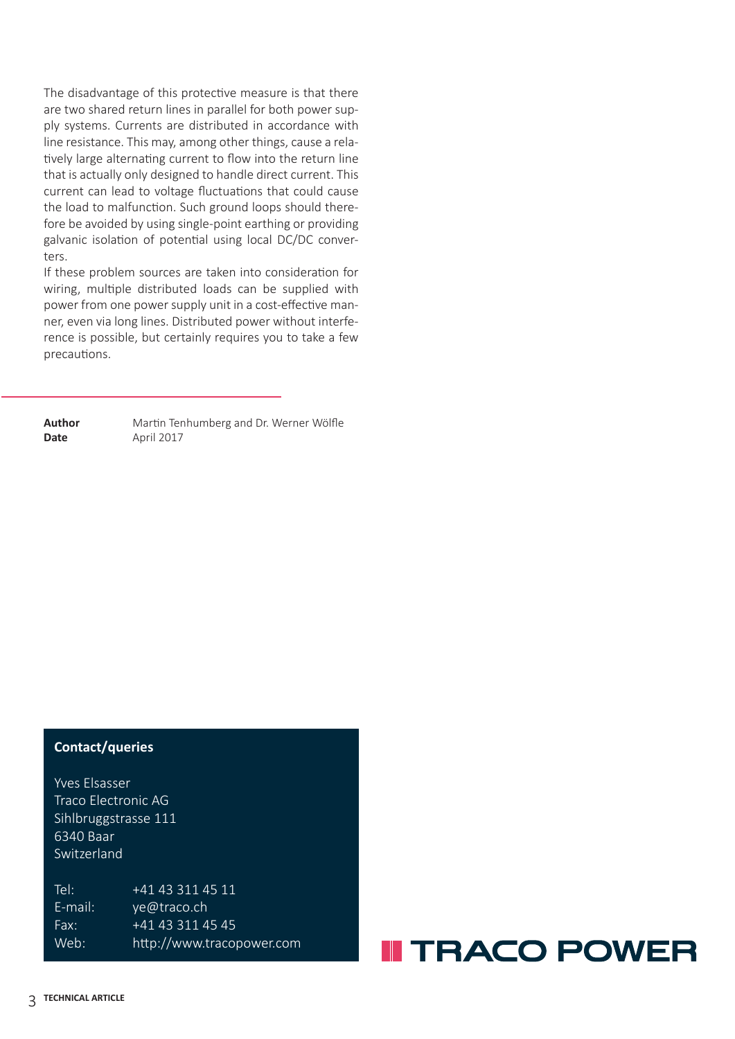The disadvantage of this protective measure is that there are two shared return lines in parallel for both power supply systems. Currents are distributed in accordance with line resistance. This may, among other things, cause a relatively large alternating current to flow into the return line that is actually only designed to handle direct current. This current can lead to voltage fluctuations that could cause the load to malfunction. Such ground loops should therefore be avoided by using single-point earthing or providing galvanic isolation of potential using local DC/DC converters.

If these problem sources are taken into consideration for wiring, multiple distributed loads can be supplied with power from one power supply unit in a cost-effective manner, even via long lines. Distributed power without interference is possible, but certainly requires you to take a few precautions.

---

**Author** Martin Tenhumberg and Dr. Werner Wölfle
**Date** April 2017

**Contact/queries**

Yves Elsasser
Traco Electronic AG
Sihlbruggstrasse 111
6340 Baar
Switzerland

Tel: +41 43 311 45 11
E-mail: ye@traco.ch
Fax: +41 43 311 45 45
Web: http://www.tracopower.com

TRACO POWER